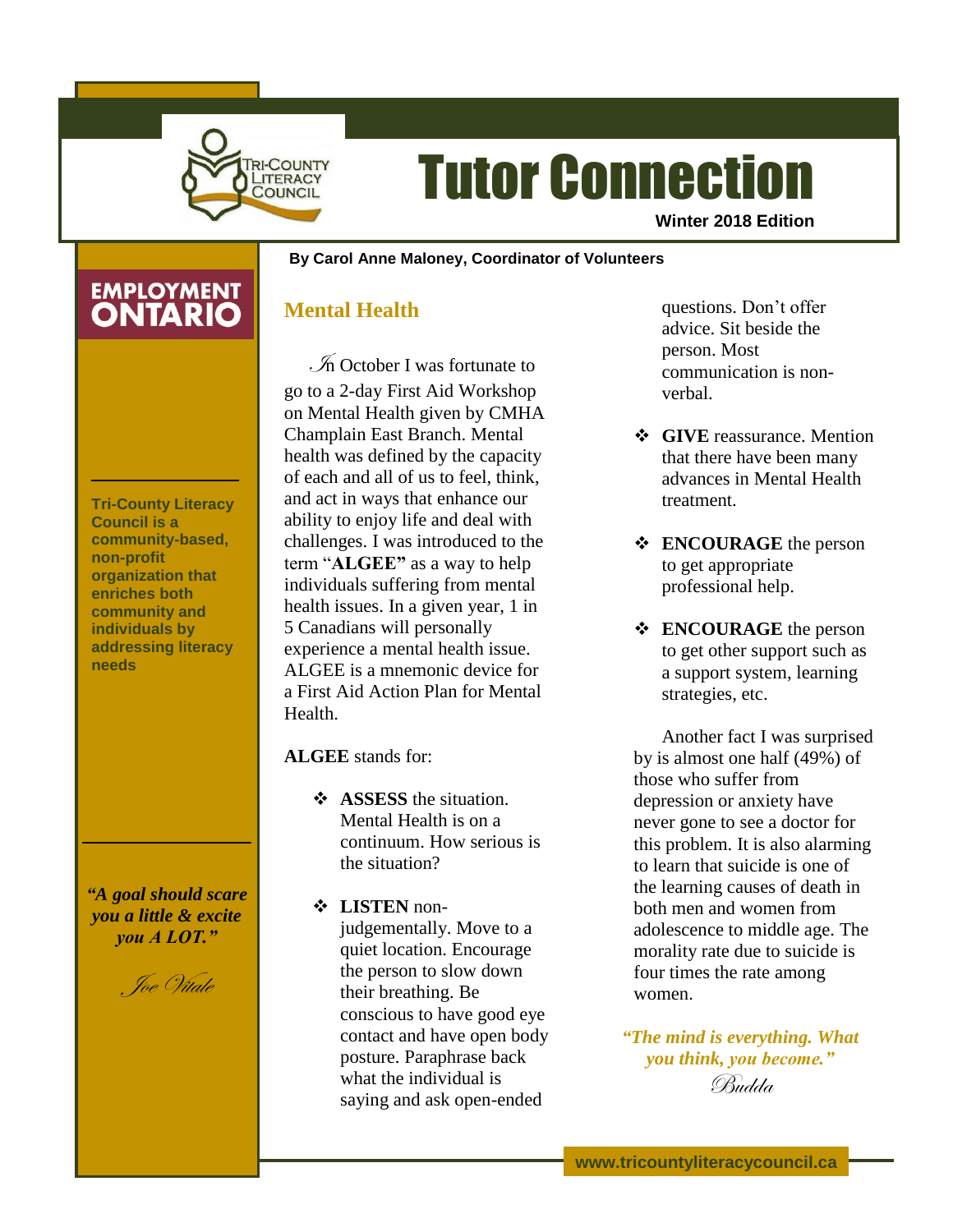# Tutor Connection

**Winter 2018 Edition**

TRI-COUNTY LITERACY COUNCIL

EMPLOYMENT ONTARIO

**Tri-County Literacy Council is a community-based, non-profit organization that enriches both community and individuals by addressing literacy needs**

***"A goal should scare you a little & excite you A LOT."***

*Joe Vitale*

**By Carol Anne Maloney, Coordinator of Volunteers**

## Mental Health

In October I was fortunate to go to a 2-day First Aid Workshop on Mental Health given by CMHA Champlain East Branch. Mental health was defined by the capacity of each and all of us to feel, think, and act in ways that enhance our ability to enjoy life and deal with challenges. I was introduced to the term "**ALGEE"** as a way to help individuals suffering from mental health issues. In a given year, 1 in 5 Canadians will personally experience a mental health issue. ALGEE is a mnemonic device for a First Aid Action Plan for Mental Health.

**ALGEE** stands for:

- **ASSESS** the situation. Mental Health is on a continuum. How serious is the situation?
- **LISTEN** non-judgementally. Move to a quiet location. Encourage the person to slow down their breathing. Be conscious to have good eye contact and have open body posture. Paraphrase back what the individual is saying and ask open-ended questions. Don't offer advice. Sit beside the person. Most communication is non-verbal.
- **GIVE** reassurance. Mention that there have been many advances in Mental Health treatment.
- **ENCOURAGE** the person to get appropriate professional help.
- **ENCOURAGE** the person to get other support such as a support system, learning strategies, etc.

Another fact I was surprised by is almost one half (49%) of those who suffer from depression or anxiety have never gone to see a doctor for this problem. It is also alarming to learn that suicide is one of the learning causes of death in both men and women from adolescence to middle age. The morality rate due to suicide is four times the rate among women.

***"The mind is everything. What you think, you become."***

*Budda*

www.tricountyliteracycouncil.ca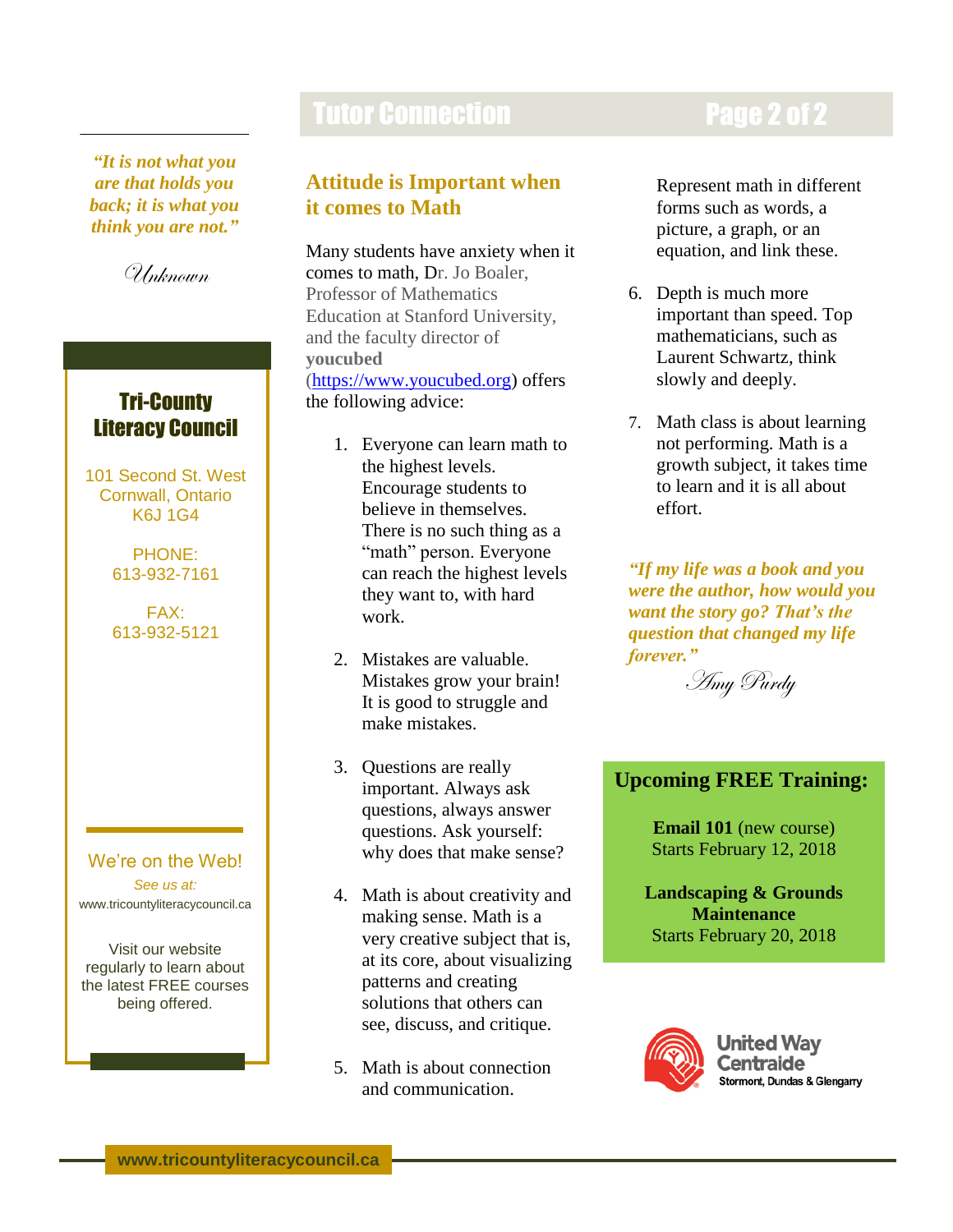*"It is not what you are that holds you back; it is what you think you are not."*

*Unknown*

## Tri-County Literacy Council

101 Second St. West
Cornwall, Ontario
K6J 1G4

PHONE:
613-932-7161

FAX:
613-932-5121

We're on the Web!

*See us at:*
www.tricountyliteracycouncil.ca

Visit our website regularly to learn about the latest FREE courses being offered.

## Attitude is Important when it comes to Math

Many students have anxiety when it comes to math, Dr. Jo Boaler, Professor of Mathematics Education at Stanford University, and the faculty director of **youcubed** (https://www.youcubed.org) offers the following advice:

1. Everyone can learn math to the highest levels. Encourage students to believe in themselves. There is no such thing as a "math" person. Everyone can reach the highest levels they want to, with hard work.
2. Mistakes are valuable. Mistakes grow your brain! It is good to struggle and make mistakes.
3. Questions are really important. Always ask questions, always answer questions. Ask yourself: why does that make sense?
4. Math is about creativity and making sense. Math is a very creative subject that is, at its core, about visualizing patterns and creating solutions that others can see, discuss, and critique.
5. Math is about connection and communication. Represent math in different forms such as words, a picture, a graph, or an equation, and link these.
6. Depth is much more important than speed. Top mathematicians, such as Laurent Schwartz, think slowly and deeply.
7. Math class is about learning not performing. Math is a growth subject, it takes time to learn and it is all about effort.

*"If my life was a book and you were the author, how would you want the story go? That's the question that changed my life forever."*

*Amy Purdy*

### Upcoming FREE Training:

**Email 101** (new course)
Starts February 12, 2018

**Landscaping & Grounds Maintenance**
Starts February 20, 2018

United Way Centraide
Stormont, Dundas & Glengarry

www.tricountyliteracycouncil.ca